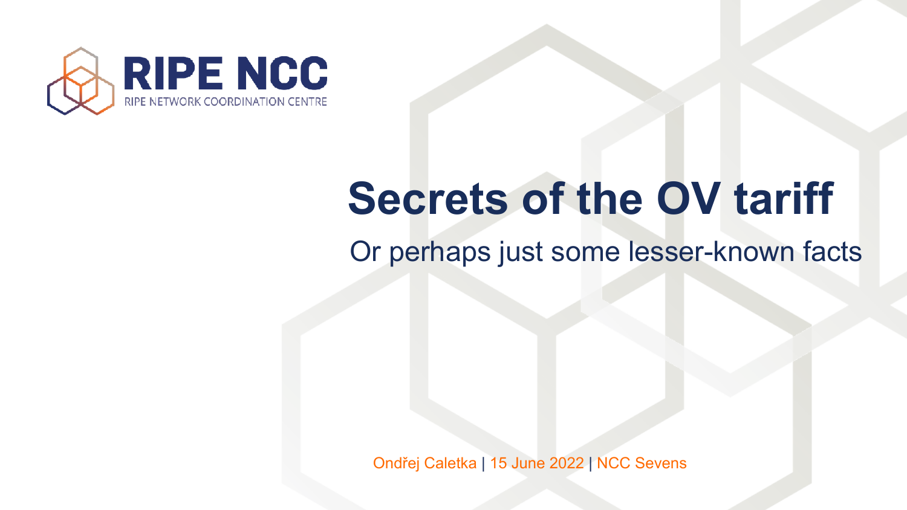RIPE NCC

RIPE NETWORK COORDINATION CENTRE

# Secrets of the OV tariff

## Or perhaps just some lesser-known facts

Ondřej Caletka | 15 June 2022 | NCC Sevens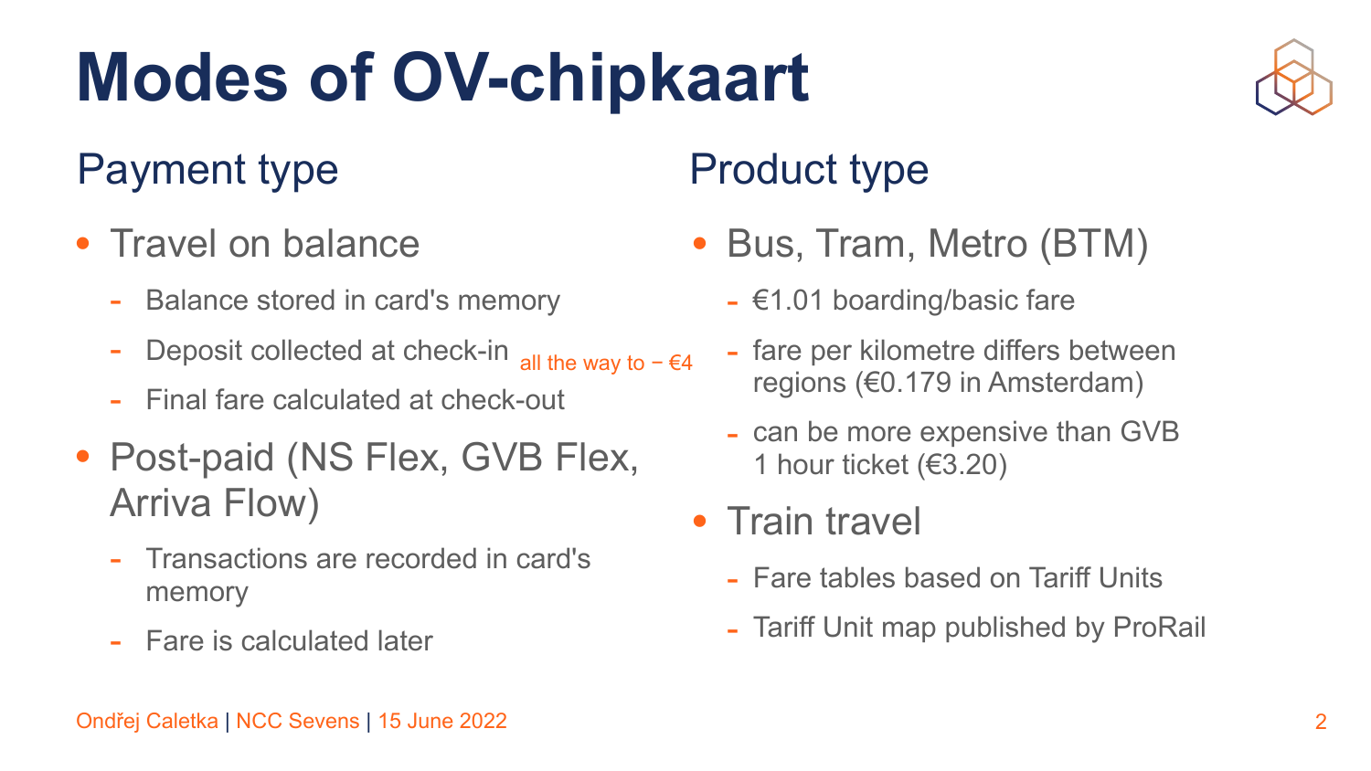# Modes of OV-chipkaart

## Payment type

- Travel on balance
  - Balance stored in card's memory
  - Deposit collected at check-in all the way to − €4
  - Final fare calculated at check-out
- Post-paid (NS Flex, GVB Flex, Arriva Flow)
  - Transactions are recorded in card's memory
  - Fare is calculated later

## Product type

- Bus, Tram, Metro (BTM)
  - €1.01 boarding/basic fare
  - fare per kilometre differs between regions (€0.179 in Amsterdam)
  - can be more expensive than GVB 1 hour ticket (€3.20)
- Train travel
  - Fare tables based on Tariff Units
  - Tariff Unit map published by ProRail

Ondřej Caletka | NCC Sevens | 15 June 2022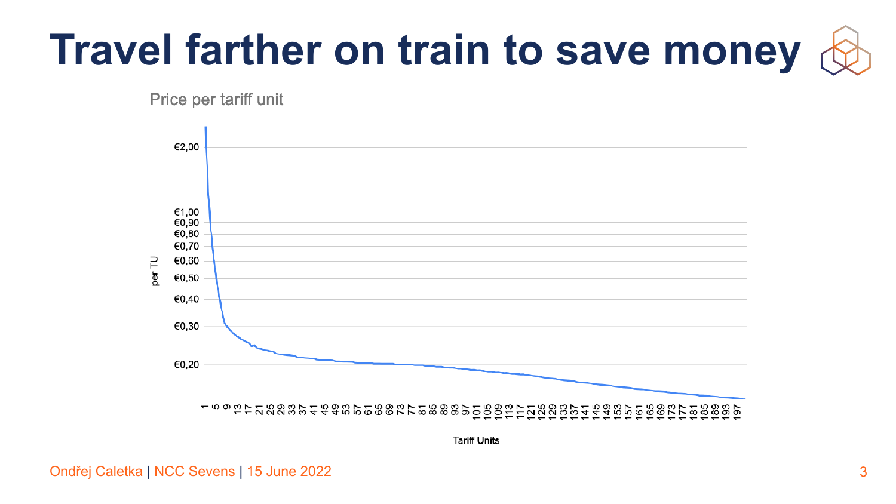# Travel farther on train to save money

Price per tariff unit

per TU

€2,00

€1,00
€0,90
€0,80
€0,70
€0,60
€0,50

€0,40

€0,30

€0,20

1 5 9 13 17 21 25 29 33 37 41 45 49 53 57 61 65 69 73 77 81 85 89 93 97 101 105 109 113 117 121 125 129 133 137 141 145 149 153 157 161 165 169 173 177 181 185 189 193 197

Tariff Units

Ondřej Caletka | NCC Sevens | 15 June 2022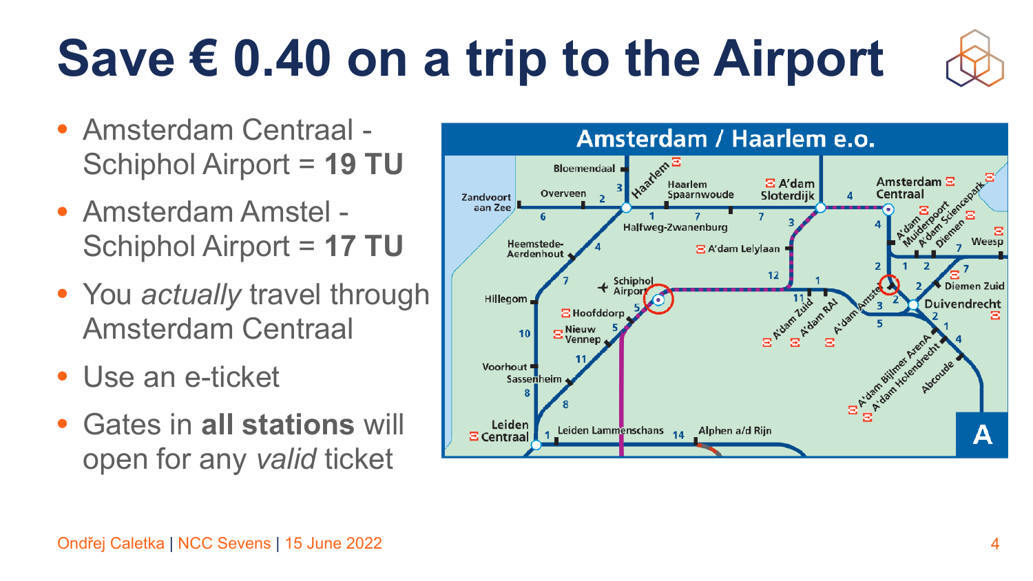# Save € 0.40 on a trip to the Airport

- Amsterdam Centraal - Schiphol Airport = **19 TU**
- Amsterdam Amstel - Schiphol Airport = **17 TU**
- You *actually* travel through Amsterdam Centraal
- Use an e-ticket
- Gates in **all stations** will open for any *valid* ticket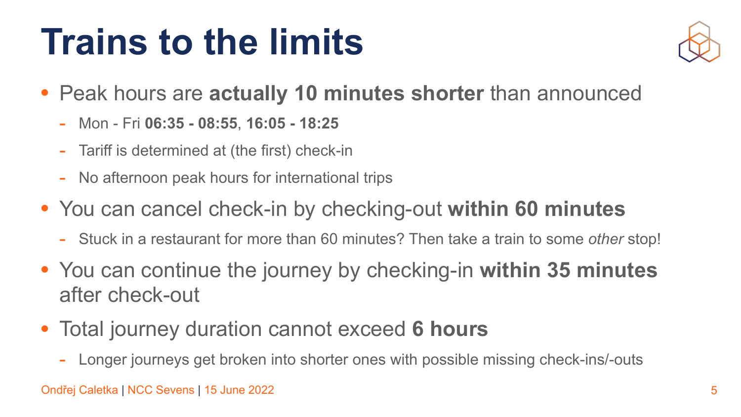# Trains to the limits

- Peak hours are **actually 10 minutes shorter** than announced
  - Mon - Fri **06:35 - 08:55**, **16:05 - 18:25**
  - Tariff is determined at (the first) check-in
  - No afternoon peak hours for international trips
- You can cancel check-in by checking-out **within 60 minutes**
  - Stuck in a restaurant for more than 60 minutes? Then take a train to some *other* stop!
- You can continue the journey by checking-in **within 35 minutes** after check-out
- Total journey duration cannot exceed **6 hours**
  - Longer journeys get broken into shorter ones with possible missing check-ins/-outs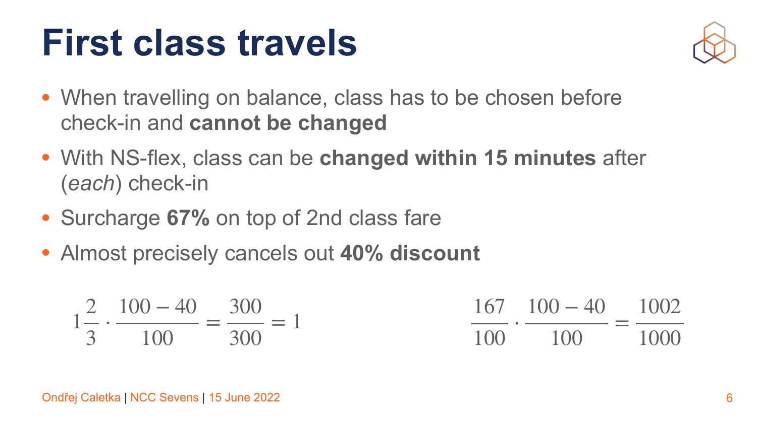# First class travels

- When travelling on balance, class has to be chosen before check-in and **cannot be changed**
- With NS-flex, class can be **changed within 15 minutes** after (*each*) check-in
- Surcharge **67%** on top of 2nd class fare
- Almost precisely cancels out **40% discount**

$$1\frac{2}{3} \cdot \frac{100 - 40}{100} = \frac{300}{300} = 1$$

$$\frac{167}{100} \cdot \frac{100 - 40}{100} = \frac{1002}{1000}$$

Ondřej Caletka | NCC Sevens | 15 June 2022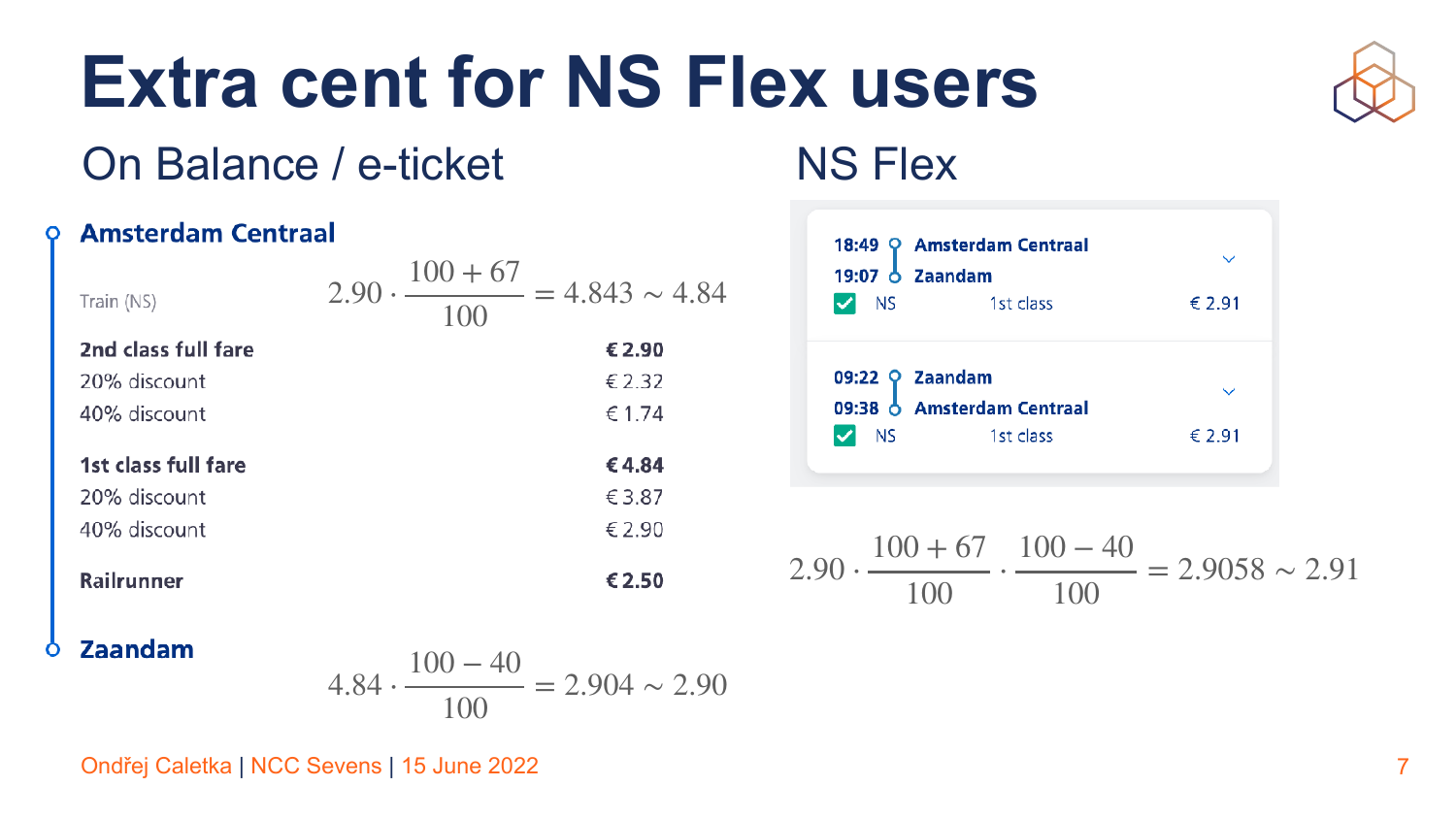# Extra cent for NS Flex users

## On Balance / e-ticket

**Amsterdam Centraal**

$$2.90 \cdot \frac{100 + 67}{100} = 4.843 \sim 4.84$$

| Train (NS) | |
|---|---|
| **2nd class full fare** | **€ 2.90** |
| 20% discount | € 2.32 |
| 40% discount | € 1.74 |
| **1st class full fare** | **€ 4.84** |
| 20% discount | € 3.87 |
| 40% discount | € 2.90 |
| **Railrunner** | **€ 2.50** |

**Zaandam**

$$4.84 \cdot \frac{100 - 40}{100} = 2.904 \sim 2.90$$

## NS Flex

| Time | Station | |
|---|---|---|
| 18:49 | Amsterdam Centraal | |
| 19:07 | Zaandam | |
| NS | 1st class | € 2.91 |
| 09:22 | Zaandam | |
| 09:38 | Amsterdam Centraal | |
| NS | 1st class | € 2.91 |

$$2.90 \cdot \frac{100 + 67}{100} \cdot \frac{100 - 40}{100} = 2.9058 \sim 2.91$$

Ondřej Caletka | NCC Sevens | 15 June 2022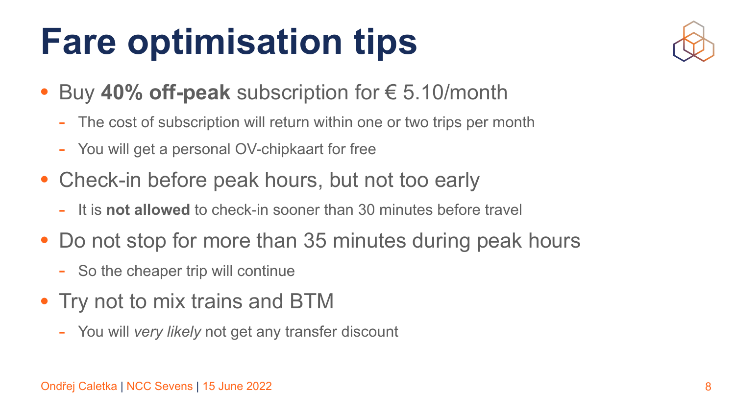# Fare optimisation tips

- Buy **40% off-peak** subscription for € 5.10/month
  - The cost of subscription will return within one or two trips per month
  - You will get a personal OV-chipkaart for free
- Check-in before peak hours, but not too early
  - It is **not allowed** to check-in sooner than 30 minutes before travel
- Do not stop for more than 35 minutes during peak hours
  - So the cheaper trip will continue
- Try not to mix trains and BTM
  - You will *very likely* not get any transfer discount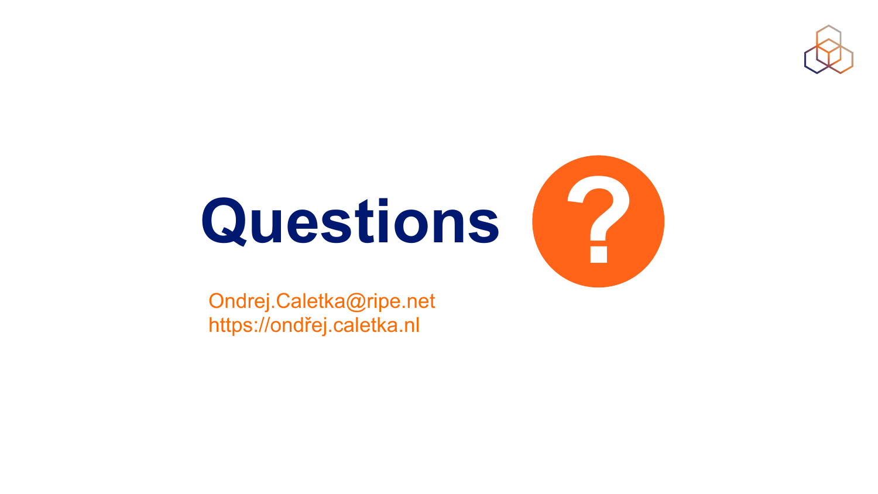# Questions

Ondrej.Caletka@ripe.net
https://ondřej.caletka.nl